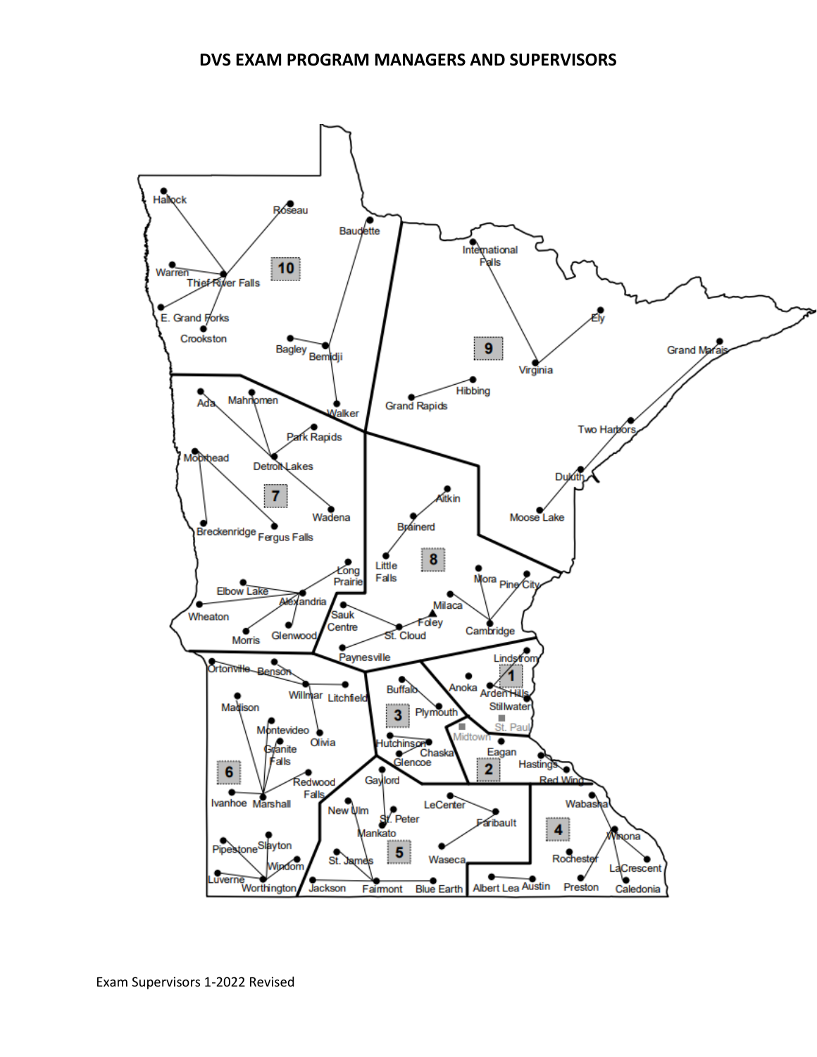# DVS EXAM PROGRAM MANAGERS AND SUPERVISORS

Exam Supervisors 1-2022 Revised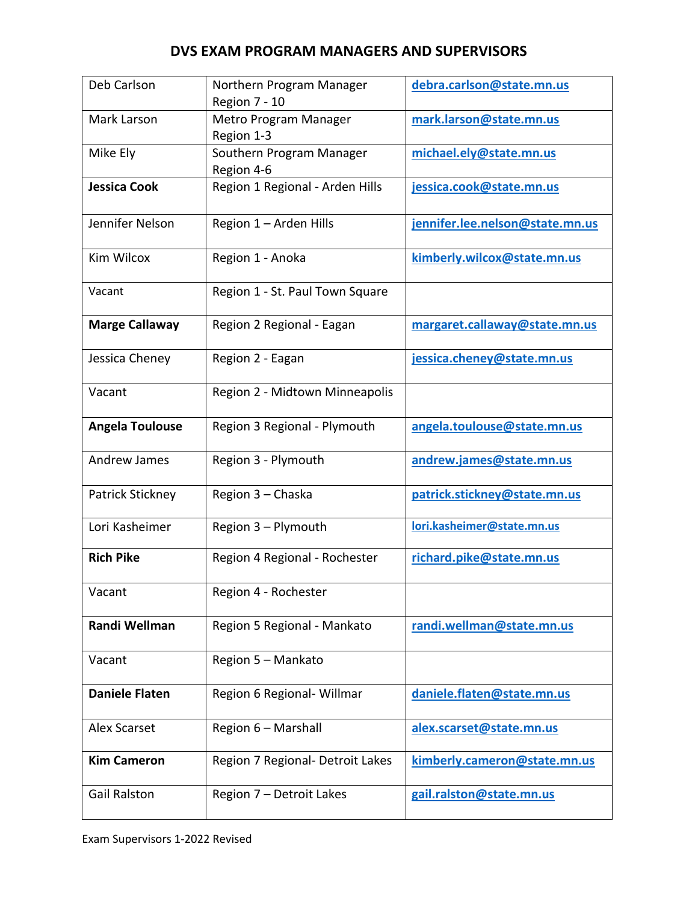# DVS EXAM PROGRAM MANAGERS AND SUPERVISORS

| | | |
|---|---|---|
| Deb Carlson | Northern Program Manager Region 7 - 10 | debra.carlson@state.mn.us |
| Mark Larson | Metro Program Manager Region 1-3 | mark.larson@state.mn.us |
| Mike Ely | Southern Program Manager Region 4-6 | michael.ely@state.mn.us |
| **Jessica Cook** | Region 1 Regional - Arden Hills | jessica.cook@state.mn.us |
| Jennifer Nelson | Region 1 – Arden Hills | jennifer.lee.nelson@state.mn.us |
| Kim Wilcox | Region 1 - Anoka | kimberly.wilcox@state.mn.us |
| Vacant | Region 1 - St. Paul Town Square | |
| **Marge Callaway** | Region 2 Regional - Eagan | margaret.callaway@state.mn.us |
| Jessica Cheney | Region 2 - Eagan | jessica.cheney@state.mn.us |
| Vacant | Region 2 - Midtown Minneapolis | |
| **Angela Toulouse** | Region 3 Regional - Plymouth | angela.toulouse@state.mn.us |
| Andrew James | Region 3 - Plymouth | andrew.james@state.mn.us |
| Patrick Stickney | Region 3 – Chaska | patrick.stickney@state.mn.us |
| Lori Kasheimer | Region 3 – Plymouth | lori.kasheimer@state.mn.us |
| **Rich Pike** | Region 4 Regional - Rochester | richard.pike@state.mn.us |
| Vacant | Region 4 - Rochester | |
| **Randi Wellman** | Region 5 Regional - Mankato | randi.wellman@state.mn.us |
| Vacant | Region 5 – Mankato | |
| **Daniele Flaten** | Region 6 Regional- Willmar | daniele.flaten@state.mn.us |
| Alex Scarset | Region 6 – Marshall | alex.scarset@state.mn.us |
| **Kim Cameron** | Region 7 Regional- Detroit Lakes | kimberly.cameron@state.mn.us |
| Gail Ralston | Region 7 – Detroit Lakes | gail.ralston@state.mn.us |

Exam Supervisors 1-2022 Revised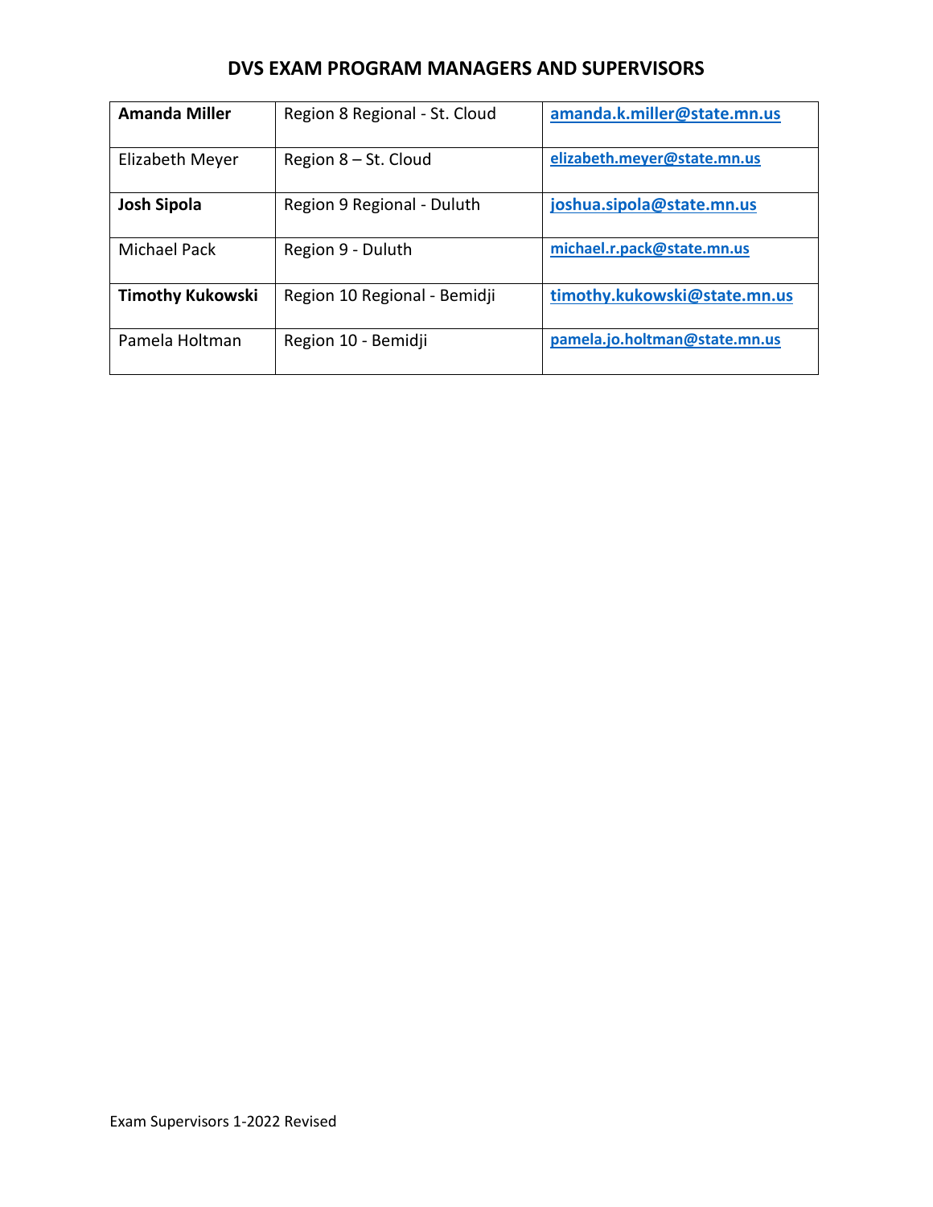## DVS EXAM PROGRAM MANAGERS AND SUPERVISORS

| | | |
|---|---|---|
| **Amanda Miller** | Region 8 Regional - St. Cloud | amanda.k.miller@state.mn.us |
| Elizabeth Meyer | Region 8 – St. Cloud | elizabeth.meyer@state.mn.us |
| **Josh Sipola** | Region 9 Regional - Duluth | joshua.sipola@state.mn.us |
| Michael Pack | Region 9 - Duluth | michael.r.pack@state.mn.us |
| **Timothy Kukowski** | Region 10 Regional - Bemidji | timothy.kukowski@state.mn.us |
| Pamela Holtman | Region 10 - Bemidji | pamela.jo.holtman@state.mn.us |

Exam Supervisors 1-2022 Revised